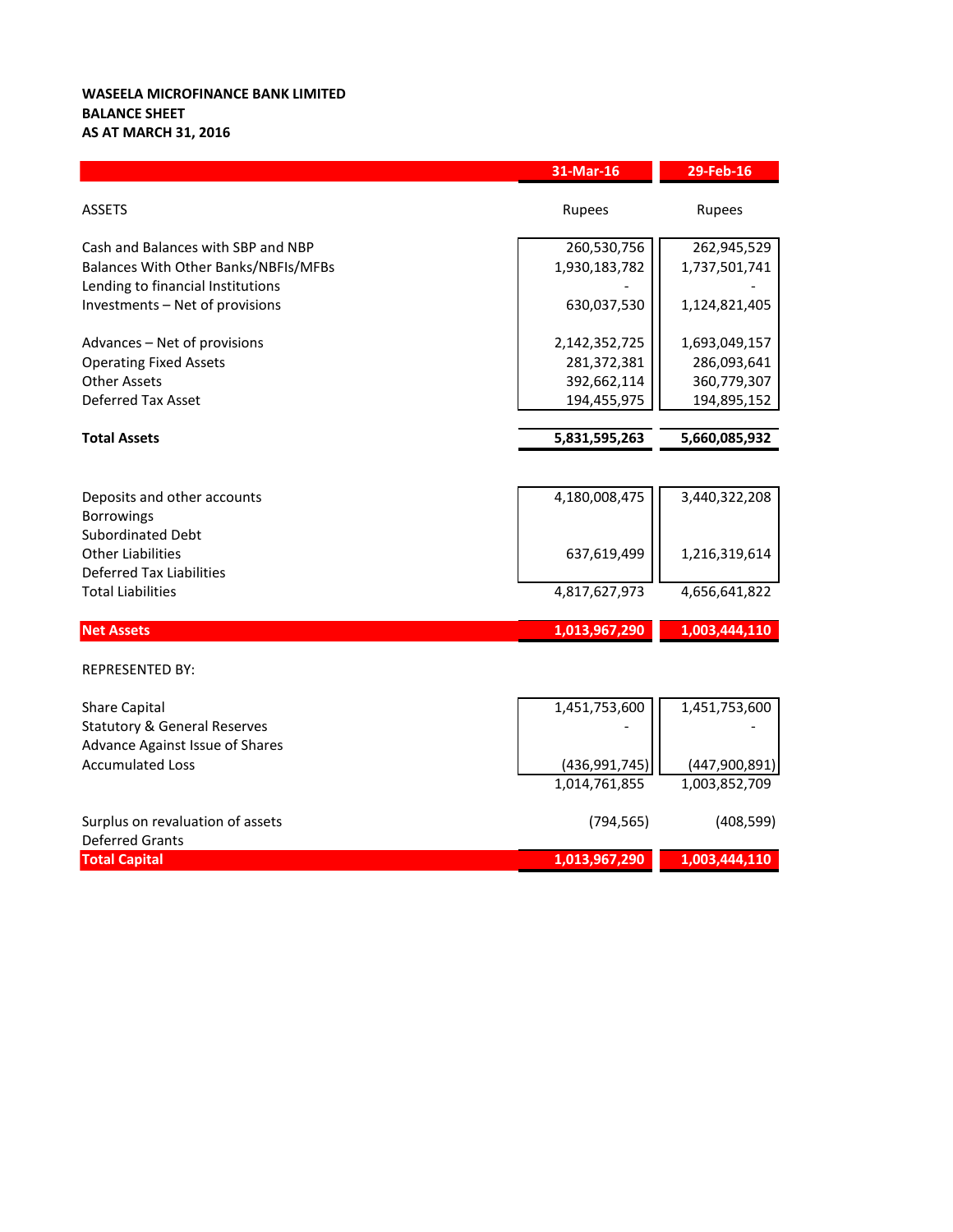**WASEELA MICROFINANCE BANK LIMITED**
**BALANCE SHEET**
**AS AT MARCH 31, 2016**

| | 31-Mar-16 | 29-Feb-16 |
|---|---|---|
| ASSETS | Rupees | Rupees |
| Cash and Balances with SBP and NBP | 260,530,756 | 262,945,529 |
| Balances With Other Banks/NBFIs/MFBs | 1,930,183,782 | 1,737,501,741 |
| Lending to financial Institutions | - | - |
| Investments – Net of provisions | 630,037,530 | 1,124,821,405 |
| Advances – Net of provisions | 2,142,352,725 | 1,693,049,157 |
| Operating Fixed Assets | 281,372,381 | 286,093,641 |
| Other Assets | 392,662,114 | 360,779,307 |
| Deferred Tax Asset | 194,455,975 | 194,895,152 |
| **Total Assets** | **5,831,595,263** | **5,660,085,932** |
| Deposits and other accounts | 4,180,008,475 | 3,440,322,208 |
| Borrowings | | |
| Subordinated Debt | | |
| Other Liabilities | 637,619,499 | 1,216,319,614 |
| Deferred Tax Liabilities | | |
| Total Liabilities | 4,817,627,973 | 4,656,641,822 |
| **Net Assets** | **1,013,967,290** | **1,003,444,110** |
| REPRESENTED BY: | | |
| Share Capital | 1,451,753,600 | 1,451,753,600 |
| Statutory & General Reserves | - | - |
| Advance Against Issue of Shares | | |
| Accumulated Loss | (436,991,745) | (447,900,891) |
| | 1,014,761,855 | 1,003,852,709 |
| Surplus on revaluation of assets | (794,565) | (408,599) |
| Deferred Grants | | |
| **Total Capital** | **1,013,967,290** | **1,003,444,110** |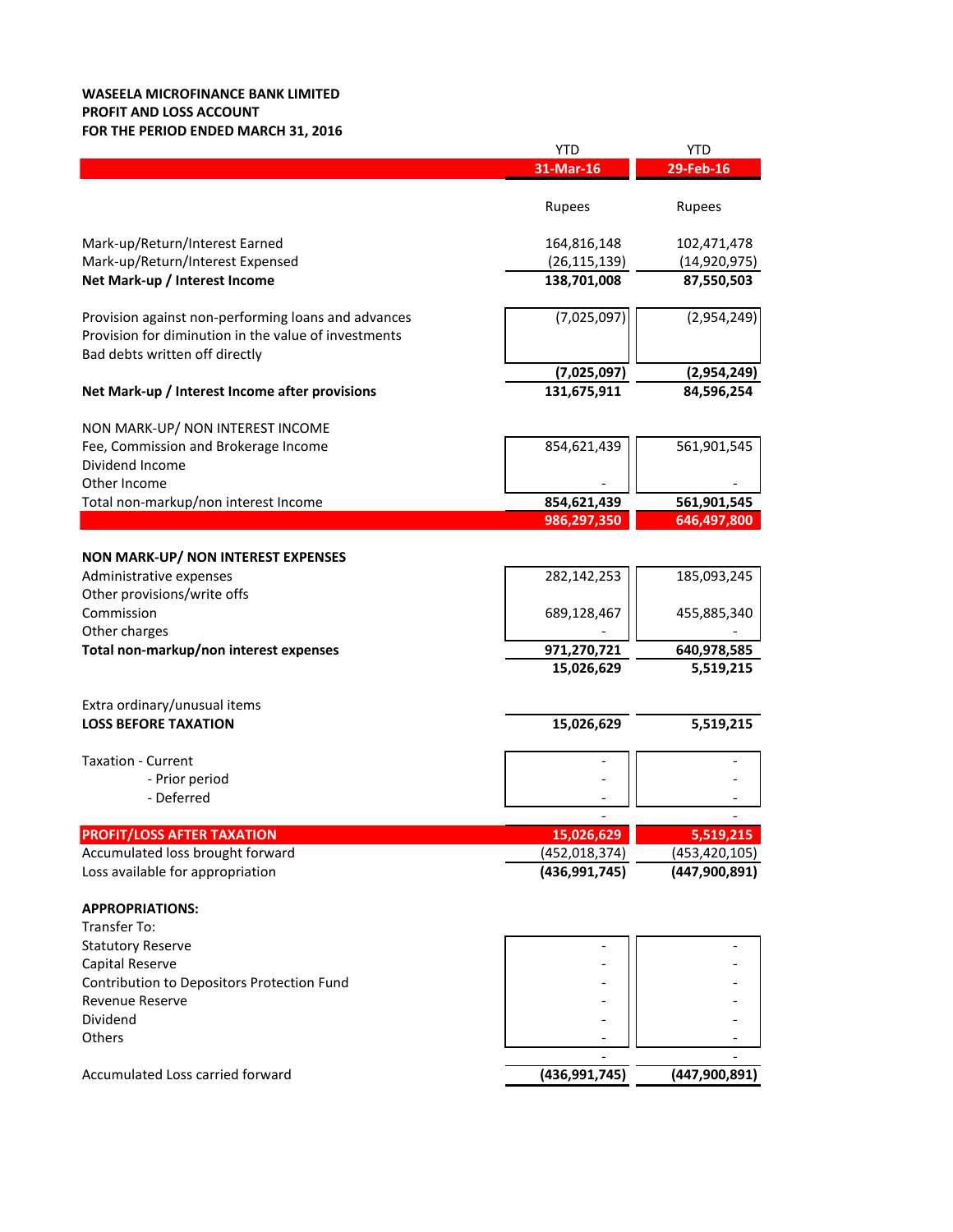**WASEELA MICROFINANCE BANK LIMITED**
**PROFIT AND LOSS ACCOUNT**
**FOR THE PERIOD ENDED MARCH 31, 2016**

| | YTD | YTD |
|---|---|---|
| | **31-Mar-16** | **29-Feb-16** |
| | Rupees | Rupees |
| Mark-up/Return/Interest Earned | 164,816,148 | 102,471,478 |
| Mark-up/Return/Interest Expensed | (26,115,139) | (14,920,975) |
| **Net Mark-up / Interest Income** | **138,701,008** | **87,550,503** |
| Provision against non-performing loans and advances | (7,025,097) | (2,954,249) |
| Provision for diminution in the value of investments | | |
| Bad debts written off directly | | |
| | **(7,025,097)** | **(2,954,249)** |
| **Net Mark-up / Interest Income after provisions** | **131,675,911** | **84,596,254** |
| NON MARK-UP/ NON INTEREST INCOME | | |
| Fee, Commission and Brokerage Income | 854,621,439 | 561,901,545 |
| Dividend Income | | |
| Other Income | - | - |
| Total non-markup/non interest Income | **854,621,439** | **561,901,545** |
| | **986,297,350** | **646,497,800** |
| **NON MARK-UP/ NON INTEREST EXPENSES** | | |
| Administrative expenses | 282,142,253 | 185,093,245 |
| Other provisions/write offs | | |
| Commission | 689,128,467 | 455,885,340 |
| Other charges | - | - |
| **Total non-markup/non interest expenses** | **971,270,721** | **640,978,585** |
| | **15,026,629** | **5,519,215** |
| Extra ordinary/unusual items | | |
| **LOSS BEFORE TAXATION** | **15,026,629** | **5,519,215** |
| Taxation - Current | - | - |
| - Prior period | - | - |
| - Deferred | - | - |
| | - | - |
| **PROFIT/LOSS AFTER TAXATION** | **15,026,629** | **5,519,215** |
| Accumulated loss brought forward | (452,018,374) | (453,420,105) |
| Loss available for appropriation | **(436,991,745)** | **(447,900,891)** |
| **APPROPRIATIONS:** | | |
| Transfer To: | | |
| Statutory Reserve | - | - |
| Capital Reserve | - | - |
| Contribution to Depositors Protection Fund | - | - |
| Revenue Reserve | - | - |
| Dividend | - | - |
| Others | - | - |
| | - | - |
| Accumulated Loss carried forward | **(436,991,745)** | **(447,900,891)** |